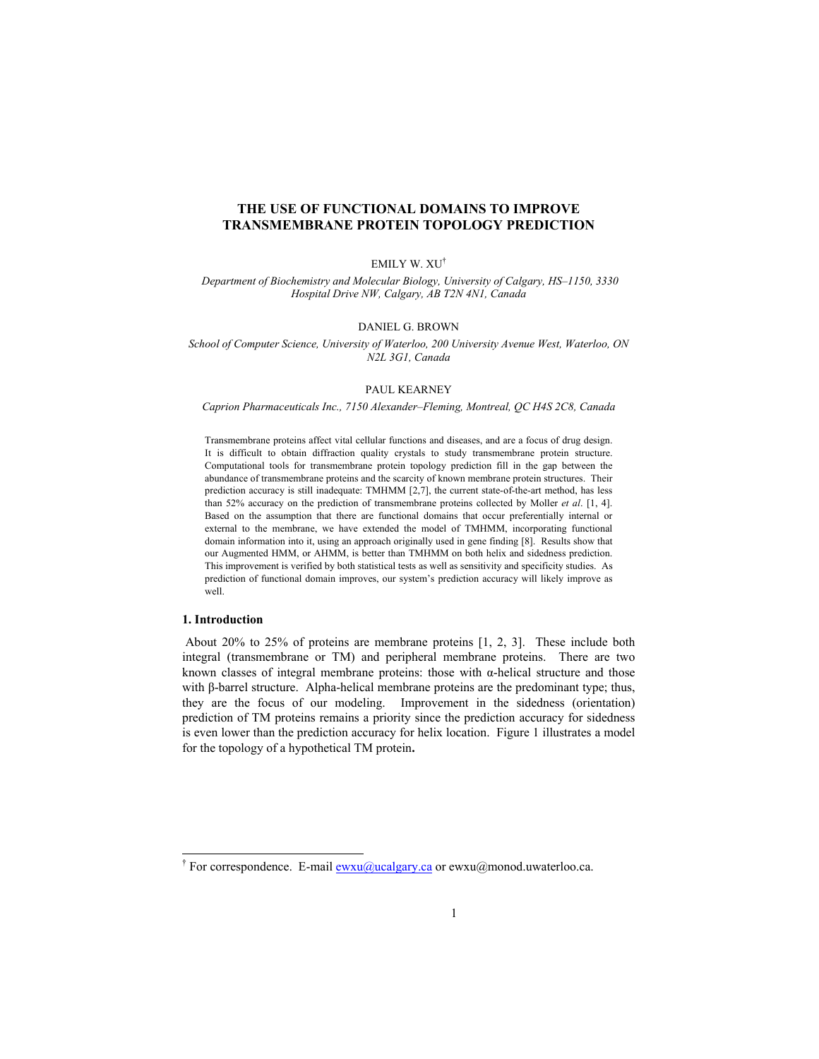# THE USE OF FUNCTIONAL DOMAINS TO IMPROVE TRANSMEMBRANE PROTEIN TOPOLOGY PREDICTION

EMILY W. XU[†]

*Department of Biochemistry and Molecular Biology, University of Calgary, HS–1150, 3330 Hospital Drive NW, Calgary, AB T2N 4N1, Canada*

DANIEL G. BROWN

*School of Computer Science, University of Waterloo, 200 University Avenue West, Waterloo, ON N2L 3G1, Canada*

PAUL KEARNEY

*Caprion Pharmaceuticals Inc., 7150 Alexander–Fleming, Montreal, QC H4S 2C8, Canada*

Transmembrane proteins affect vital cellular functions and diseases, and are a focus of drug design. It is difficult to obtain diffraction quality crystals to study transmembrane protein structure. Computational tools for transmembrane protein topology prediction fill in the gap between the abundance of transmembrane proteins and the scarcity of known membrane protein structures. Their prediction accuracy is still inadequate: TMHMM [2,7], the current state-of-the-art method, has less than 52% accuracy on the prediction of transmembrane proteins collected by Moller *et al*. [1, 4]. Based on the assumption that there are functional domains that occur preferentially internal or external to the membrane, we have extended the model of TMHMM, incorporating functional domain information into it, using an approach originally used in gene finding [8]. Results show that our Augmented HMM, or AHMM, is better than TMHMM on both helix and sidedness prediction. This improvement is verified by both statistical tests as well as sensitivity and specificity studies. As prediction of functional domain improves, our system's prediction accuracy will likely improve as well.

## 1. Introduction

About 20% to 25% of proteins are membrane proteins [1, 2, 3]. These include both integral (transmembrane or TM) and peripheral membrane proteins. There are two known classes of integral membrane proteins: those with α-helical structure and those with β-barrel structure. Alpha-helical membrane proteins are the predominant type; thus, they are the focus of our modeling. Improvement in the sidedness (orientation) prediction of TM proteins remains a priority since the prediction accuracy for sidedness is even lower than the prediction accuracy for helix location. Figure 1 illustrates a model for the topology of a hypothetical TM protein**.**

[†] For correspondence. E-mail ewxu@ucalgary.ca or ewxu@monod.uwaterloo.ca.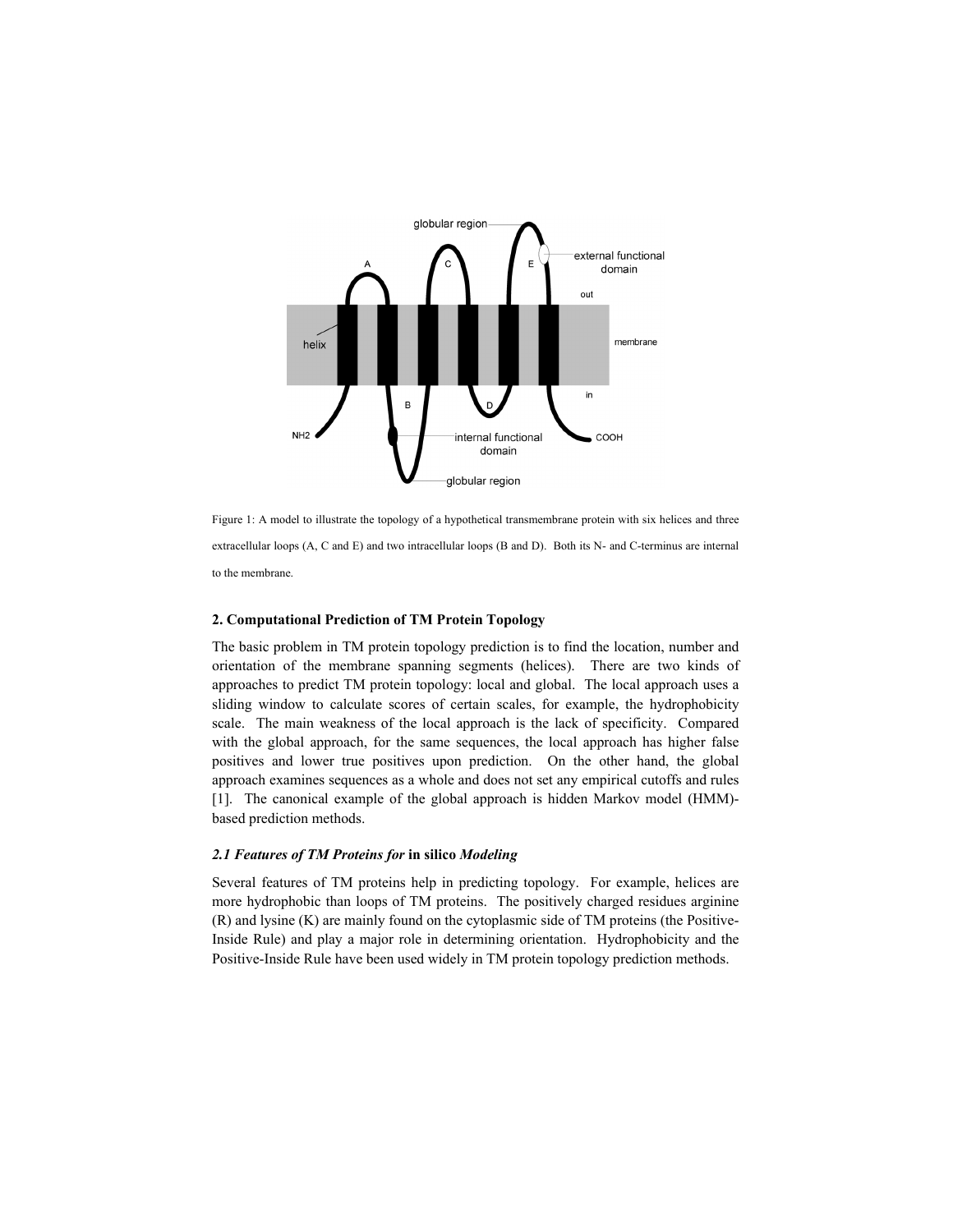Figure 1: A model to illustrate the topology of a hypothetical transmembrane protein with six helices and three extracellular loops (A, C and E) and two intracellular loops (B and D). Both its N- and C-terminus are internal to the membrane.

### 2. Computational Prediction of TM Protein Topology

The basic problem in TM protein topology prediction is to find the location, number and orientation of the membrane spanning segments (helices). There are two kinds of approaches to predict TM protein topology: local and global. The local approach uses a sliding window to calculate scores of certain scales, for example, the hydrophobicity scale. The main weakness of the local approach is the lack of specificity. Compared with the global approach, for the same sequences, the local approach has higher false positives and lower true positives upon prediction. On the other hand, the global approach examines sequences as a whole and does not set any empirical cutoffs and rules [1]. The canonical example of the global approach is hidden Markov model (HMM)-based prediction methods.

#### *2.1 Features of TM Proteins for* **in silico** *Modeling*

Several features of TM proteins help in predicting topology. For example, helices are more hydrophobic than loops of TM proteins. The positively charged residues arginine (R) and lysine (K) are mainly found on the cytoplasmic side of TM proteins (the Positive-Inside Rule) and play a major role in determining orientation. Hydrophobicity and the Positive-Inside Rule have been used widely in TM protein topology prediction methods.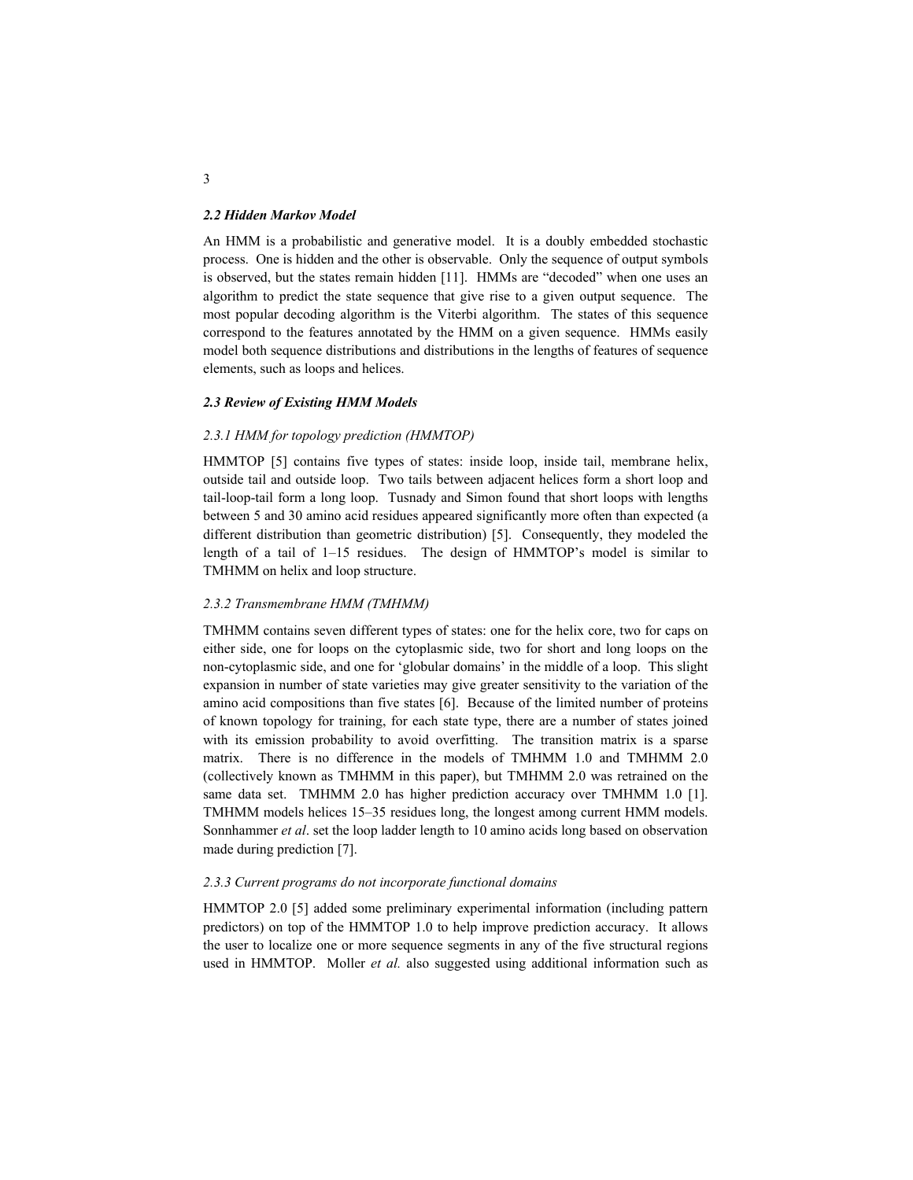### *2.2 Hidden Markov Model*

An HMM is a probabilistic and generative model. It is a doubly embedded stochastic process. One is hidden and the other is observable. Only the sequence of output symbols is observed, but the states remain hidden [11]. HMMs are "decoded" when one uses an algorithm to predict the state sequence that give rise to a given output sequence. The most popular decoding algorithm is the Viterbi algorithm. The states of this sequence correspond to the features annotated by the HMM on a given sequence. HMMs easily model both sequence distributions and distributions in the lengths of features of sequence elements, such as loops and helices.

### *2.3 Review of Existing HMM Models*

#### *2.3.1 HMM for topology prediction (HMMTOP)*

HMMTOP [5] contains five types of states: inside loop, inside tail, membrane helix, outside tail and outside loop. Two tails between adjacent helices form a short loop and tail-loop-tail form a long loop. Tusnady and Simon found that short loops with lengths between 5 and 30 amino acid residues appeared significantly more often than expected (a different distribution than geometric distribution) [5]. Consequently, they modeled the length of a tail of 1–15 residues. The design of HMMTOP's model is similar to TMHMM on helix and loop structure.

#### *2.3.2 Transmembrane HMM (TMHMM)*

TMHMM contains seven different types of states: one for the helix core, two for caps on either side, one for loops on the cytoplasmic side, two for short and long loops on the non-cytoplasmic side, and one for 'globular domains' in the middle of a loop. This slight expansion in number of state varieties may give greater sensitivity to the variation of the amino acid compositions than five states [6]. Because of the limited number of proteins of known topology for training, for each state type, there are a number of states joined with its emission probability to avoid overfitting. The transition matrix is a sparse matrix. There is no difference in the models of TMHMM 1.0 and TMHMM 2.0 (collectively known as TMHMM in this paper), but TMHMM 2.0 was retrained on the same data set. TMHMM 2.0 has higher prediction accuracy over TMHMM 1.0 [1]. TMHMM models helices 15–35 residues long, the longest among current HMM models. Sonnhammer *et al*. set the loop ladder length to 10 amino acids long based on observation made during prediction [7].

#### *2.3.3 Current programs do not incorporate functional domains*

HMMTOP 2.0 [5] added some preliminary experimental information (including pattern predictors) on top of the HMMTOP 1.0 to help improve prediction accuracy. It allows the user to localize one or more sequence segments in any of the five structural regions used in HMMTOP. Moller *et al.* also suggested using additional information such as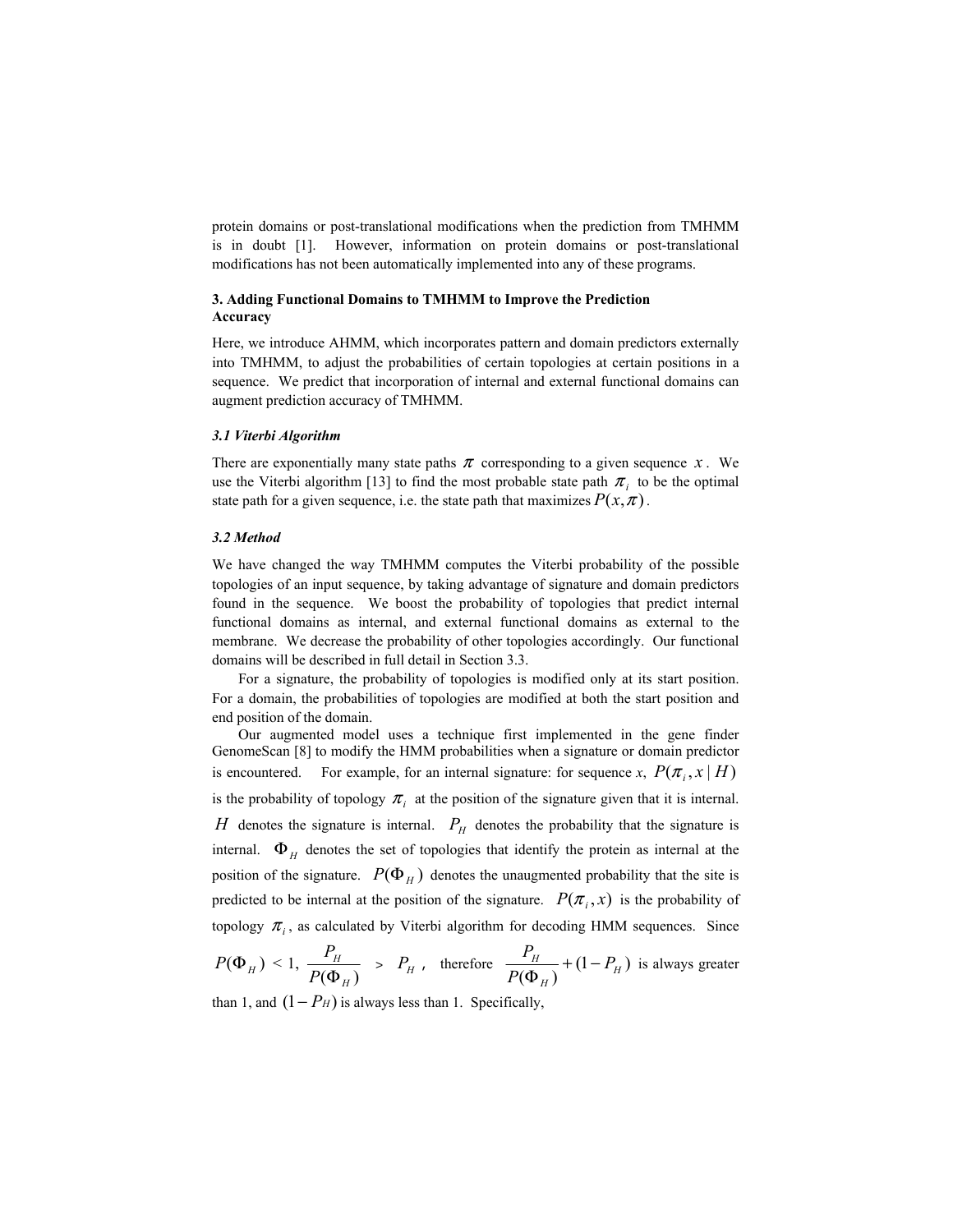protein domains or post-translational modifications when the prediction from TMHMM is in doubt [1]. However, information on protein domains or post-translational modifications has not been automatically implemented into any of these programs.

### 3. Adding Functional Domains to TMHMM to Improve the Prediction Accuracy

Here, we introduce AHMM, which incorporates pattern and domain predictors externally into TMHMM, to adjust the probabilities of certain topologies at certain positions in a sequence. We predict that incorporation of internal and external functional domains can augment prediction accuracy of TMHMM.

#### *3.1 Viterbi Algorithm*

There are exponentially many state paths $\pi$ corresponding to a given sequence $x$. We use the Viterbi algorithm [13] to find the most probable state path $\pi_i$ to be the optimal state path for a given sequence, i.e. the state path that maximizes $P(x,\pi)$.

#### *3.2 Method*

We have changed the way TMHMM computes the Viterbi probability of the possible topologies of an input sequence, by taking advantage of signature and domain predictors found in the sequence. We boost the probability of topologies that predict internal functional domains as internal, and external functional domains as external to the membrane. We decrease the probability of other topologies accordingly. Our functional domains will be described in full detail in Section 3.3.

For a signature, the probability of topologies is modified only at its start position. For a domain, the probabilities of topologies are modified at both the start position and end position of the domain.

Our augmented model uses a technique first implemented in the gene finder GenomeScan [8] to modify the HMM probabilities when a signature or domain predictor is encountered. For example, for an internal signature: for sequence *x*, $P(\pi_i, x \mid H)$ is the probability of topology $\pi_i$ at the position of the signature given that it is internal. $H$ denotes the signature is internal. $P_H$ denotes the probability that the signature is internal. $\Phi_H$ denotes the set of topologies that identify the protein as internal at the position of the signature. $P(\Phi_H)$ denotes the unaugmented probability that the site is predicted to be internal at the position of the signature. $P(\pi_i, x)$ is the probability of topology $\pi_i$, as calculated by Viterbi algorithm for decoding HMM sequences. Since $P(\Phi_H) < 1$, $\frac{P_H}{P(\Phi_H)} > P_H$, therefore $\frac{P_H}{P(\Phi_H)} + (1 - P_H)$ is always greater than 1, and $(1 - P_H)$ is always less than 1. Specifically,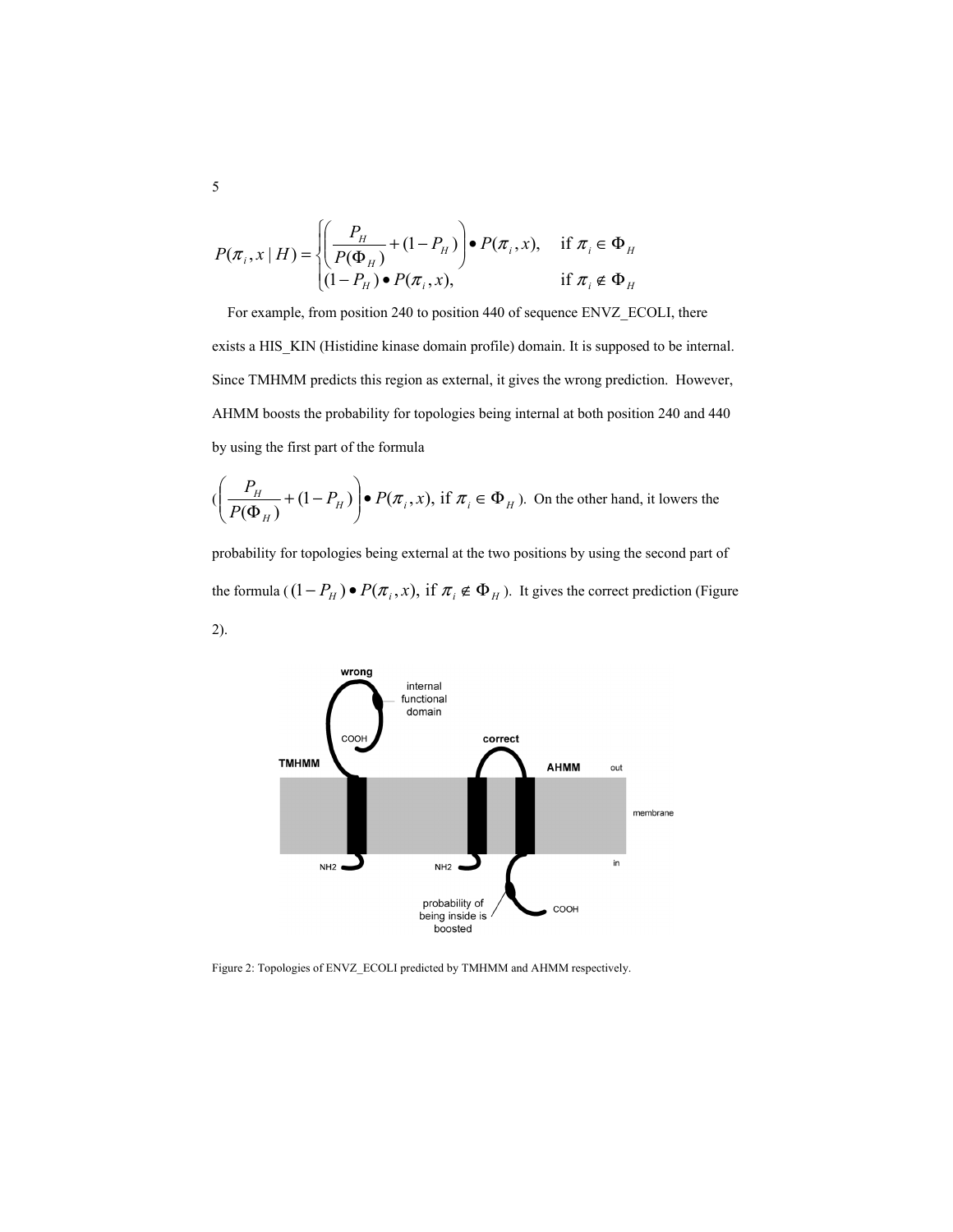$$P(\pi_i, x \mid H) = \begin{cases} \left( \dfrac{P_H}{P(\Phi_H)} + (1 - P_H) \right) \bullet P(\pi_i, x), & \text{if } \pi_i \in \Phi_H \\ (1 - P_H) \bullet P(\pi_i, x), & \text{if } \pi_i \notin \Phi_H \end{cases}$$

For example, from position 240 to position 440 of sequence ENVZ_ECOLI, there exists a HIS_KIN (Histidine kinase domain profile) domain. It is supposed to be internal. Since TMHMM predicts this region as external, it gives the wrong prediction. However, AHMM boosts the probability for topologies being internal at both position 240 and 440 by using the first part of the formula

($\left( \dfrac{P_H}{P(\Phi_H)} + (1 - P_H) \right) \bullet P(\pi_i, x), \text{ if } \pi_i \in \Phi_H$). On the other hand, it lowers the probability for topologies being external at the two positions by using the second part of the formula ($(1 - P_H) \bullet P(\pi_i, x), \text{ if } \pi_i \notin \Phi_H$). It gives the correct prediction (Figure 2).

Figure 2: Topologies of ENVZ_ECOLI predicted by TMHMM and AHMM respectively.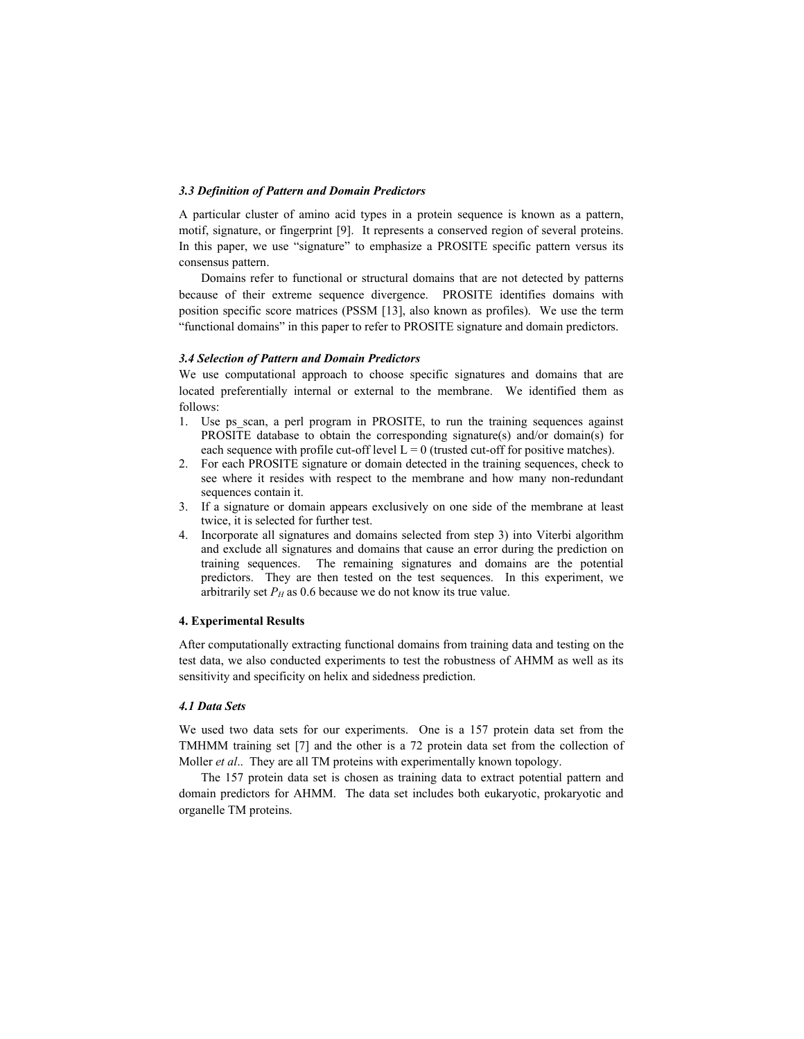### *3.3 Definition of Pattern and Domain Predictors*

A particular cluster of amino acid types in a protein sequence is known as a pattern, motif, signature, or fingerprint [9]. It represents a conserved region of several proteins. In this paper, we use "signature" to emphasize a PROSITE specific pattern versus its consensus pattern.

Domains refer to functional or structural domains that are not detected by patterns because of their extreme sequence divergence. PROSITE identifies domains with position specific score matrices (PSSM [13], also known as profiles). We use the term "functional domains" in this paper to refer to PROSITE signature and domain predictors.

### *3.4 Selection of Pattern and Domain Predictors*

We use computational approach to choose specific signatures and domains that are located preferentially internal or external to the membrane. We identified them as follows:

1. Use ps_scan, a perl program in PROSITE, to run the training sequences against PROSITE database to obtain the corresponding signature(s) and/or domain(s) for each sequence with profile cut-off level L = 0 (trusted cut-off for positive matches).
2. For each PROSITE signature or domain detected in the training sequences, check to see where it resides with respect to the membrane and how many non-redundant sequences contain it.
3. If a signature or domain appears exclusively on one side of the membrane at least twice, it is selected for further test.
4. Incorporate all signatures and domains selected from step 3) into Viterbi algorithm and exclude all signatures and domains that cause an error during the prediction on training sequences. The remaining signatures and domains are the potential predictors. They are then tested on the test sequences. In this experiment, we arbitrarily set $P_H$ as 0.6 because we do not know its true value.

## 4. Experimental Results

After computationally extracting functional domains from training data and testing on the test data, we also conducted experiments to test the robustness of AHMM as well as its sensitivity and specificity on helix and sidedness prediction.

### *4.1 Data Sets*

We used two data sets for our experiments. One is a 157 protein data set from the TMHMM training set [7] and the other is a 72 protein data set from the collection of Moller *et al*.. They are all TM proteins with experimentally known topology.

The 157 protein data set is chosen as training data to extract potential pattern and domain predictors for AHMM. The data set includes both eukaryotic, prokaryotic and organelle TM proteins.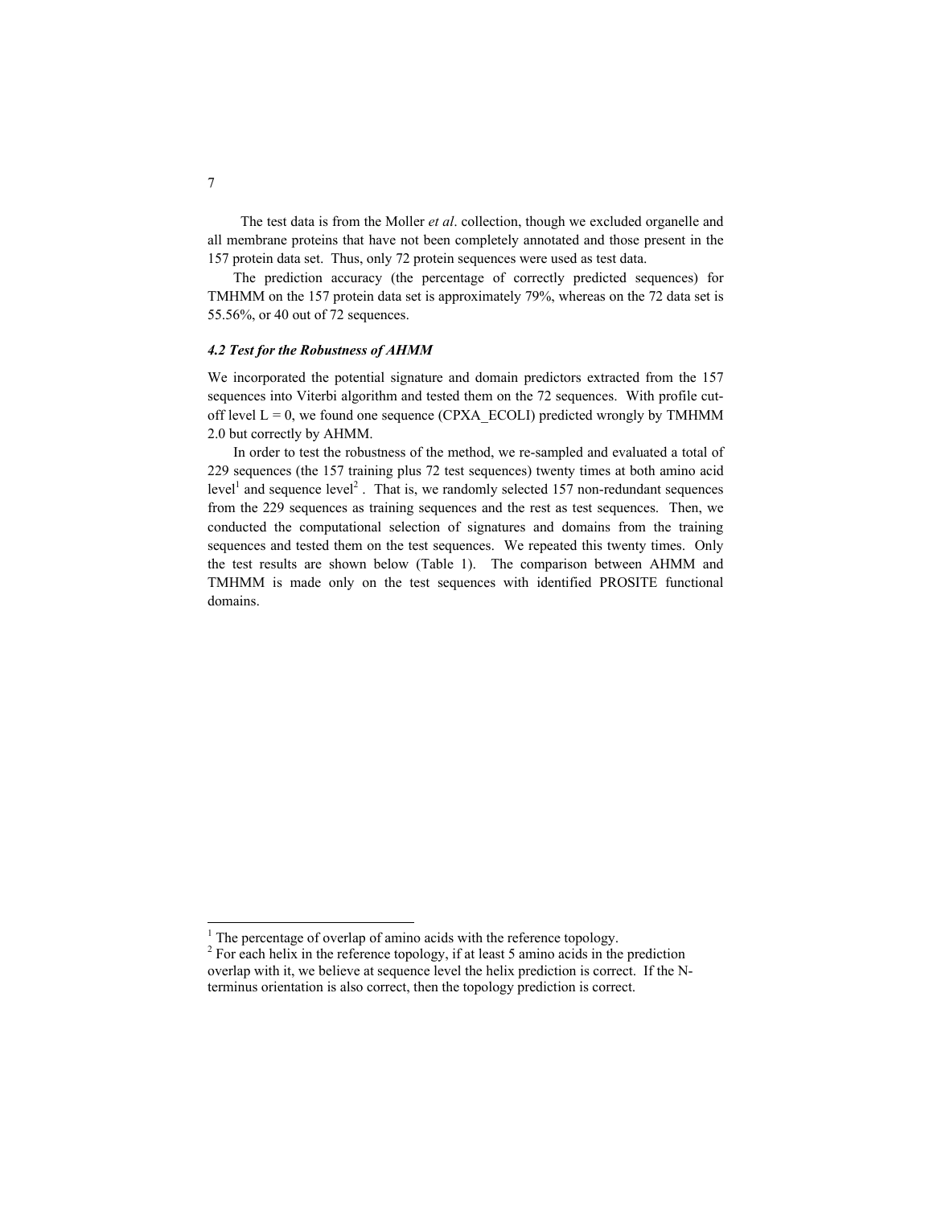The test data is from the Moller *et al*. collection, though we excluded organelle and all membrane proteins that have not been completely annotated and those present in the 157 protein data set. Thus, only 72 protein sequences were used as test data.

The prediction accuracy (the percentage of correctly predicted sequences) for TMHMM on the 157 protein data set is approximately 79%, whereas on the 72 data set is 55.56%, or 40 out of 72 sequences.

### *4.2 Test for the Robustness of AHMM*

We incorporated the potential signature and domain predictors extracted from the 157 sequences into Viterbi algorithm and tested them on the 72 sequences. With profile cut-off level L = 0, we found one sequence (CPXA_ECOLI) predicted wrongly by TMHMM 2.0 but correctly by AHMM.

In order to test the robustness of the method, we re-sampled and evaluated a total of 229 sequences (the 157 training plus 72 test sequences) twenty times at both amino acid level[1] and sequence level[2]. That is, we randomly selected 157 non-redundant sequences from the 229 sequences as training sequences and the rest as test sequences. Then, we conducted the computational selection of signatures and domains from the training sequences and tested them on the test sequences. We repeated this twenty times. Only the test results are shown below (Table 1). The comparison between AHMM and TMHMM is made only on the test sequences with identified PROSITE functional domains.

---

[1] The percentage of overlap of amino acids with the reference topology.

[2] For each helix in the reference topology, if at least 5 amino acids in the prediction overlap with it, we believe at sequence level the helix prediction is correct. If the N-terminus orientation is also correct, then the topology prediction is correct.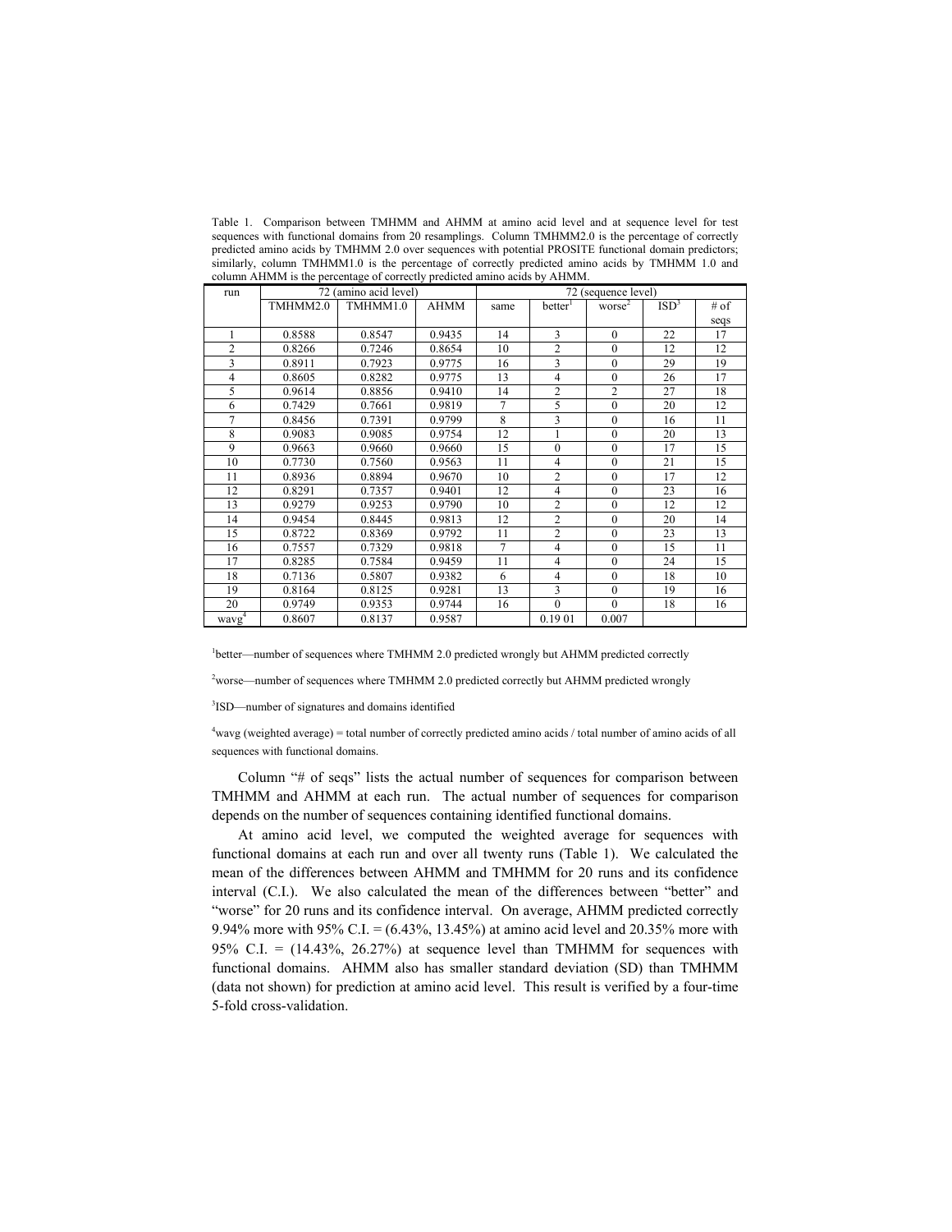Table 1. Comparison between TMHMM and AHMM at amino acid level and at sequence level for test sequences with functional domains from 20 resamplings. Column TMHMM2.0 is the percentage of correctly predicted amino acids by TMHMM 2.0 over sequences with potential PROSITE functional domain predictors; similarly, column TMHMM1.0 is the percentage of correctly predicted amino acids by TMHMM 1.0 and column AHMM is the percentage of correctly predicted amino acids by AHMM.

| run | 72 (amino acid level) | | | 72 (sequence level) | | | | |
|---|---|---|---|---|---|---|---|---|
| | TMHMM2.0 | TMHMM1.0 | AHMM | same | better[1] | worse[2] | ISD[3] | # of seqs |
| 1 | 0.8588 | 0.8547 | 0.9435 | 14 | 3 | 0 | 22 | 17 |
| 2 | 0.8266 | 0.7246 | 0.8654 | 10 | 2 | 0 | 12 | 12 |
| 3 | 0.8911 | 0.7923 | 0.9775 | 16 | 3 | 0 | 29 | 19 |
| 4 | 0.8605 | 0.8282 | 0.9775 | 13 | 4 | 0 | 26 | 17 |
| 5 | 0.9614 | 0.8856 | 0.9410 | 14 | 2 | 2 | 27 | 18 |
| 6 | 0.7429 | 0.7661 | 0.9819 | 7 | 5 | 0 | 20 | 12 |
| 7 | 0.8456 | 0.7391 | 0.9799 | 8 | 3 | 0 | 16 | 11 |
| 8 | 0.9083 | 0.9085 | 0.9754 | 12 | 1 | 0 | 20 | 13 |
| 9 | 0.9663 | 0.9660 | 0.9660 | 15 | 0 | 0 | 17 | 15 |
| 10 | 0.7730 | 0.7560 | 0.9563 | 11 | 4 | 0 | 21 | 15 |
| 11 | 0.8936 | 0.8894 | 0.9670 | 10 | 2 | 0 | 17 | 12 |
| 12 | 0.8291 | 0.7357 | 0.9401 | 12 | 4 | 0 | 23 | 16 |
| 13 | 0.9279 | 0.9253 | 0.9790 | 10 | 2 | 0 | 12 | 12 |
| 14 | 0.9454 | 0.8445 | 0.9813 | 12 | 2 | 0 | 20 | 14 |
| 15 | 0.8722 | 0.8369 | 0.9792 | 11 | 2 | 0 | 23 | 13 |
| 16 | 0.7557 | 0.7329 | 0.9818 | 7 | 4 | 0 | 15 | 11 |
| 17 | 0.8285 | 0.7584 | 0.9459 | 11 | 4 | 0 | 24 | 15 |
| 18 | 0.7136 | 0.5807 | 0.9382 | 6 | 4 | 0 | 18 | 10 |
| 19 | 0.8164 | 0.8125 | 0.9281 | 13 | 3 | 0 | 19 | 16 |
| 20 | 0.9749 | 0.9353 | 0.9744 | 16 | 0 | 0 | 18 | 16 |
| wavg[4] | 0.8607 | 0.8137 | 0.9587 | | 0.19 01 | 0.007 | | |

[1]better—number of sequences where TMHMM 2.0 predicted wrongly but AHMM predicted correctly

[2]worse—number of sequences where TMHMM 2.0 predicted correctly but AHMM predicted wrongly

[3]ISD—number of signatures and domains identified

[4]wavg (weighted average) = total number of correctly predicted amino acids / total number of amino acids of all sequences with functional domains.

Column "# of seqs" lists the actual number of sequences for comparison between TMHMM and AHMM at each run. The actual number of sequences for comparison depends on the number of sequences containing identified functional domains.

At amino acid level, we computed the weighted average for sequences with functional domains at each run and over all twenty runs (Table 1). We calculated the mean of the differences between AHMM and TMHMM for 20 runs and its confidence interval (C.I.). We also calculated the mean of the differences between "better" and "worse" for 20 runs and its confidence interval. On average, AHMM predicted correctly 9.94% more with 95% C.I. = (6.43%, 13.45%) at amino acid level and 20.35% more with 95% C.I. = (14.43%, 26.27%) at sequence level than TMHMM for sequences with functional domains. AHMM also has smaller standard deviation (SD) than TMHMM (data not shown) for prediction at amino acid level. This result is verified by a four-time 5-fold cross-validation.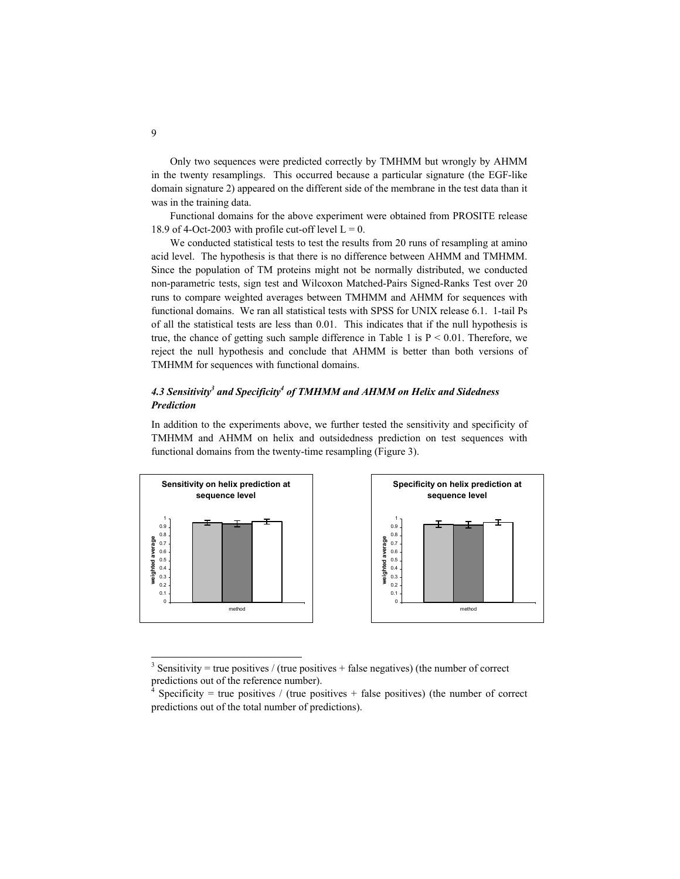Only two sequences were predicted correctly by TMHMM but wrongly by AHMM in the twenty resamplings. This occurred because a particular signature (the EGF-like domain signature 2) appeared on the different side of the membrane in the test data than it was in the training data.

Functional domains for the above experiment were obtained from PROSITE release 18.9 of 4-Oct-2003 with profile cut-off level $L = 0$.

We conducted statistical tests to test the results from 20 runs of resampling at amino acid level. The hypothesis is that there is no difference between AHMM and TMHMM. Since the population of TM proteins might not be normally distributed, we conducted non-parametric tests, sign test and Wilcoxon Matched-Pairs Signed-Ranks Test over 20 runs to compare weighted averages between TMHMM and AHMM for sequences with functional domains. We ran all statistical tests with SPSS for UNIX release 6.1. 1-tail Ps of all the statistical tests are less than 0.01. This indicates that if the null hypothesis is true, the chance of getting such sample difference in Table 1 is $P < 0.01$. Therefore, we reject the null hypothesis and conclude that AHMM is better than both versions of TMHMM for sequences with functional domains.

### *4.3 Sensitivity[3] and Specificity[4] of TMHMM and AHMM on Helix and Sidedness Prediction*

In addition to the experiments above, we further tested the sensitivity and specificity of TMHMM and AHMM on helix and outsidedness prediction on test sequences with functional domains from the twenty-time resampling (Figure 3).

---

[3] Sensitivity = true positives / (true positives + false negatives) (the number of correct predictions out of the reference number).

[4] Specificity = true positives / (true positives + false positives) (the number of correct predictions out of the total number of predictions).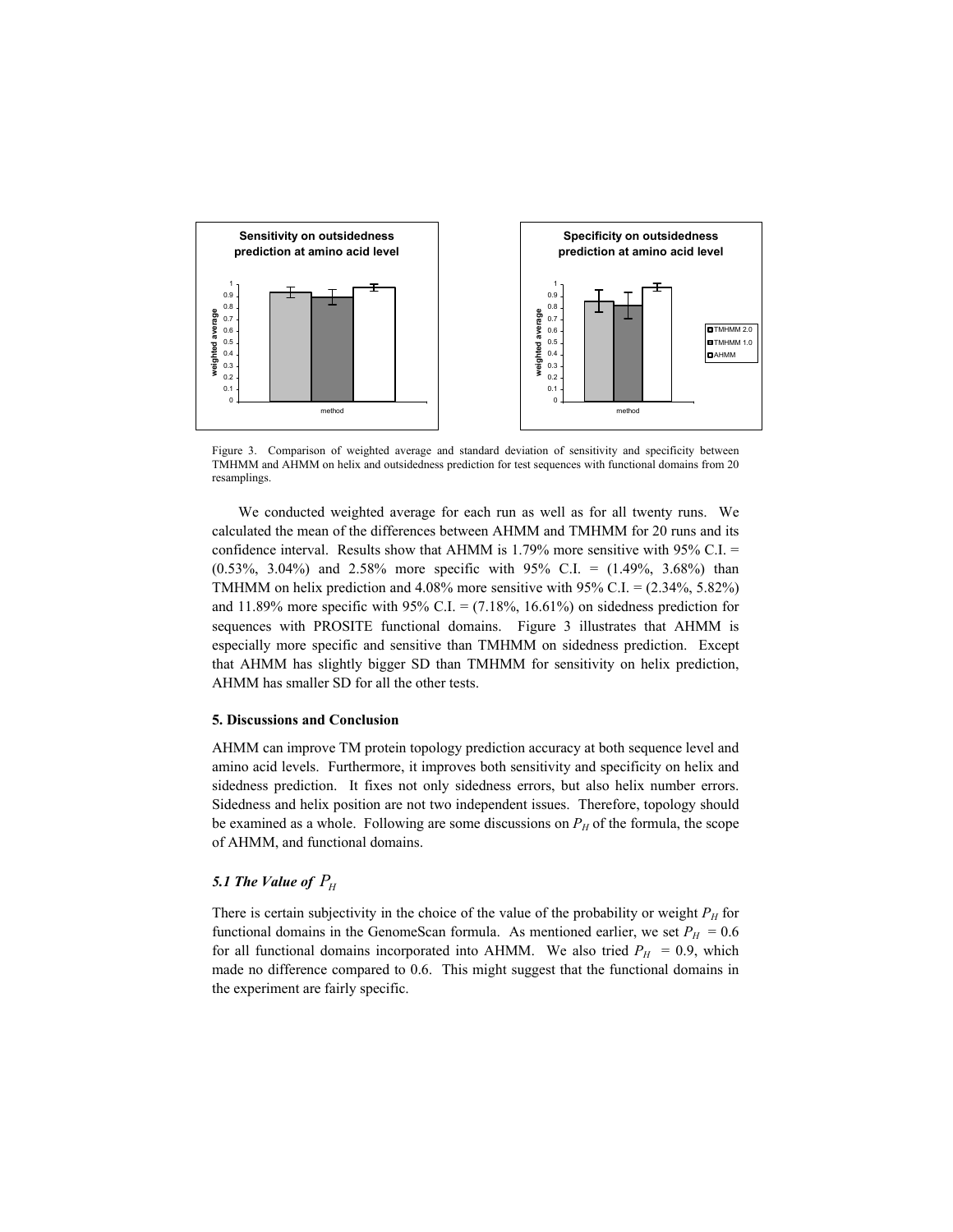Figure 3. Comparison of weighted average and standard deviation of sensitivity and specificity between TMHMM and AHMM on helix and outsidedness prediction for test sequences with functional domains from 20 resamplings.

We conducted weighted average for each run as well as for all twenty runs. We calculated the mean of the differences between AHMM and TMHMM for 20 runs and its confidence interval. Results show that AHMM is 1.79% more sensitive with 95% C.I. = (0.53%, 3.04%) and 2.58% more specific with 95% C.I. = (1.49%, 3.68%) than TMHMM on helix prediction and 4.08% more sensitive with 95% C.I. = (2.34%, 5.82%) and 11.89% more specific with 95% C.I. = (7.18%, 16.61%) on sidedness prediction for sequences with PROSITE functional domains. Figure 3 illustrates that AHMM is especially more specific and sensitive than TMHMM on sidedness prediction. Except that AHMM has slightly bigger SD than TMHMM for sensitivity on helix prediction, AHMM has smaller SD for all the other tests.

**5. Discussions and Conclusion**

AHMM can improve TM protein topology prediction accuracy at both sequence level and amino acid levels. Furthermore, it improves both sensitivity and specificity on helix and sidedness prediction. It fixes not only sidedness errors, but also helix number errors. Sidedness and helix position are not two independent issues. Therefore, topology should be examined as a whole. Following are some discussions on $P_H$ of the formula, the scope of AHMM, and functional domains.

***5.1 The Value of*** $P_H$

There is certain subjectivity in the choice of the value of the probability or weight $P_H$ for functional domains in the GenomeScan formula. As mentioned earlier, we set $P_H = 0.6$ for all functional domains incorporated into AHMM. We also tried $P_H = 0.9$, which made no difference compared to 0.6. This might suggest that the functional domains in the experiment are fairly specific.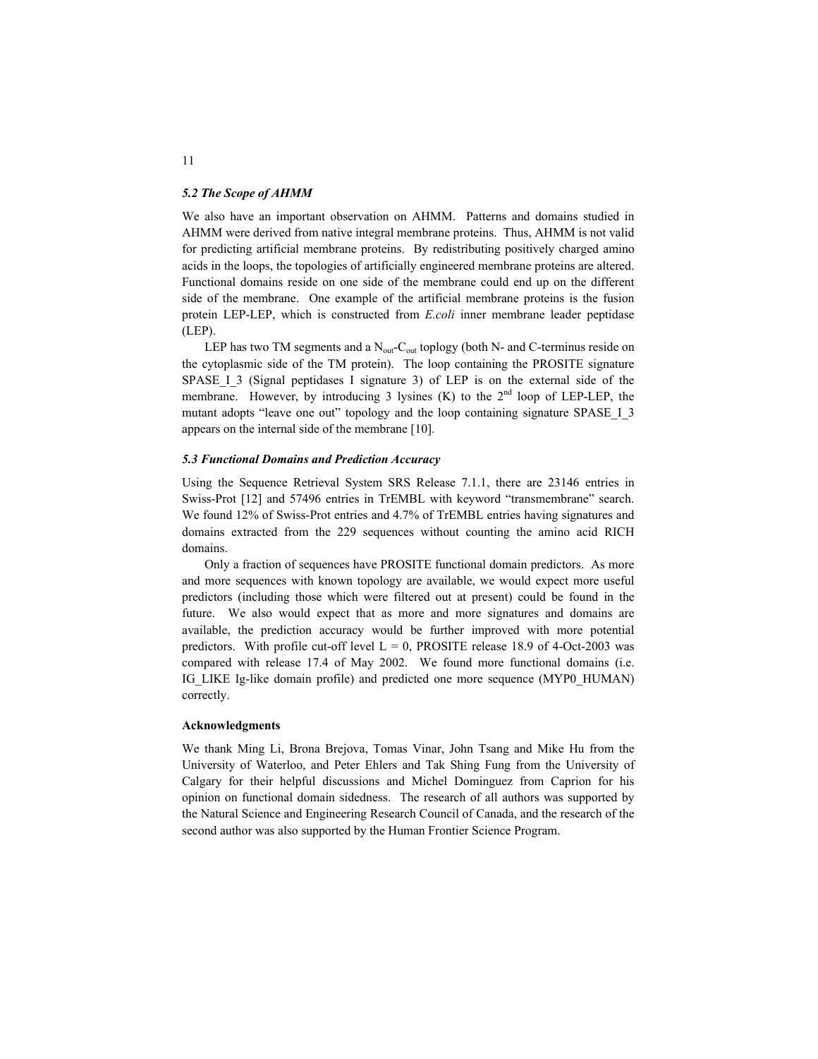### *5.2 The Scope of AHMM*

We also have an important observation on AHMM. Patterns and domains studied in AHMM were derived from native integral membrane proteins. Thus, AHMM is not valid for predicting artificial membrane proteins. By redistributing positively charged amino acids in the loops, the topologies of artificially engineered membrane proteins are altered. Functional domains reside on one side of the membrane could end up on the different side of the membrane. One example of the artificial membrane proteins is the fusion protein LEP-LEP, which is constructed from *E.coli* inner membrane leader peptidase (LEP).

LEP has two TM segments and a $N_{out}$-$C_{out}$ toplogy (both N- and C-terminus reside on the cytoplasmic side of the TM protein). The loop containing the PROSITE signature SPASE_I_3 (Signal peptidases I signature 3) of LEP is on the external side of the membrane. However, by introducing 3 lysines (K) to the $2^{nd}$ loop of LEP-LEP, the mutant adopts "leave one out" topology and the loop containing signature SPASE_I_3 appears on the internal side of the membrane [10].

### *5.3 Functional Domains and Prediction Accuracy*

Using the Sequence Retrieval System SRS Release 7.1.1, there are 23146 entries in Swiss-Prot [12] and 57496 entries in TrEMBL with keyword "transmembrane" search. We found 12% of Swiss-Prot entries and 4.7% of TrEMBL entries having signatures and domains extracted from the 229 sequences without counting the amino acid RICH domains.

Only a fraction of sequences have PROSITE functional domain predictors. As more and more sequences with known topology are available, we would expect more useful predictors (including those which were filtered out at present) could be found in the future. We also would expect that as more and more signatures and domains are available, the prediction accuracy would be further improved with more potential predictors. With profile cut-off level L = 0, PROSITE release 18.9 of 4-Oct-2003 was compared with release 17.4 of May 2002. We found more functional domains (i.e. IG_LIKE Ig-like domain profile) and predicted one more sequence (MYP0_HUMAN) correctly.

#### Acknowledgments

We thank Ming Li, Brona Brejova, Tomas Vinar, John Tsang and Mike Hu from the University of Waterloo, and Peter Ehlers and Tak Shing Fung from the University of Calgary for their helpful discussions and Michel Dominguez from Caprion for his opinion on functional domain sidedness. The research of all authors was supported by the Natural Science and Engineering Research Council of Canada, and the research of the second author was also supported by the Human Frontier Science Program.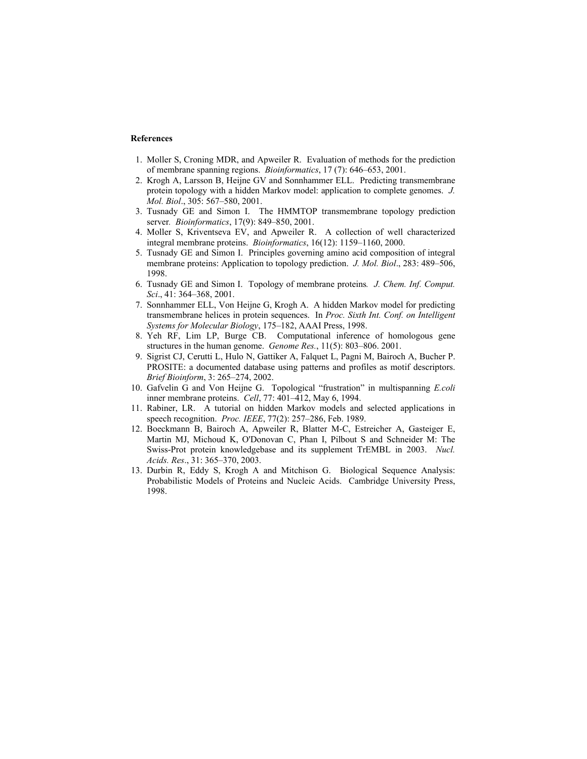**References**

1. Moller S, Croning MDR, and Apweiler R. Evaluation of methods for the prediction of membrane spanning regions. *Bioinformatics*, 17 (7): 646–653, 2001.
2. Krogh A, Larsson B, Heijne GV and Sonnhammer ELL. Predicting transmembrane protein topology with a hidden Markov model: application to complete genomes. *J. Mol. Biol*., 305: 567–580, 2001.
3. Tusnady GE and Simon I. The HMMTOP transmembrane topology prediction server*.* *Bioinformatics*, 17(9): 849–850, 2001.
4. Moller S, Kriventseva EV, and Apweiler R. A collection of well characterized integral membrane proteins. *Bioinformatics*, 16(12): 1159–1160, 2000.
5. Tusnady GE and Simon I. Principles governing amino acid composition of integral membrane proteins: Application to topology prediction. *J. Mol. Biol*., 283: 489–506, 1998.
6. Tusnady GE and Simon I. Topology of membrane proteins*.* *J. Chem. Inf. Comput. Sci*., 41: 364–368, 2001.
7. Sonnhammer ELL, Von Heijne G, Krogh A. A hidden Markov model for predicting transmembrane helices in protein sequences. In *Proc. Sixth Int. Conf. on Intelligent Systems for Molecular Biology*, 175–182, AAAI Press, 1998.
8. Yeh RF, Lim LP, Burge CB. Computational inference of homologous gene structures in the human genome. *Genome Res.*, 11(5): 803–806. 2001.
9. Sigrist CJ, Cerutti L, Hulo N, Gattiker A, Falquet L, Pagni M, Bairoch A, Bucher P. PROSITE: a documented database using patterns and profiles as motif descriptors. *Brief Bioinform*, 3: 265–274, 2002.
10. Gafvelin G and Von Heijne G. Topological "frustration" in multispanning *E.coli* inner membrane proteins. *Cell*, 77: 401–412, May 6, 1994.
11. Rabiner, LR. A tutorial on hidden Markov models and selected applications in speech recognition. *Proc. IEEE*, 77(2): 257–286, Feb. 1989.
12. Boeckmann B, Bairoch A, Apweiler R, Blatter M-C, Estreicher A, Gasteiger E, Martin MJ, Michoud K, O'Donovan C, Phan I, Pilbout S and Schneider M: The Swiss-Prot protein knowledgebase and its supplement TrEMBL in 2003. *Nucl. Acids. Res*., 31: 365–370, 2003.
13. Durbin R, Eddy S, Krogh A and Mitchison G. Biological Sequence Analysis: Probabilistic Models of Proteins and Nucleic Acids. Cambridge University Press, 1998.